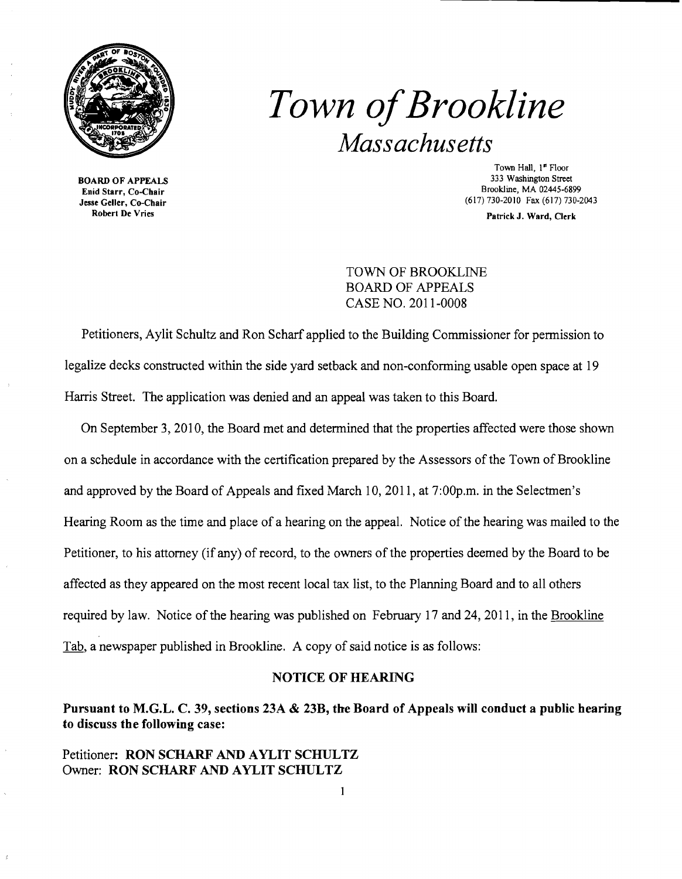# *Town of Brookline*

## *Massachusetts*

**BOARD OF APPEALS**
**Enid Starr, Co-Chair**
**Jesse Geller, Co-Chair**
**Robert De Vries**

Town Hall, 1st Floor
333 Washington Street
Brookline, MA 02445-6899
(617) 730-2010 Fax (617) 730-2043

**Patrick J. Ward, Clerk**

TOWN OF BROOKLINE
BOARD OF APPEALS
CASE NO. 2011-0008

Petitioners, Aylit Schultz and Ron Scharf applied to the Building Commissioner for permission to legalize decks constructed within the side yard setback and non-conforming usable open space at 19 Harris Street. The application was denied and an appeal was taken to this Board.

On September 3, 2010, the Board met and determined that the properties affected were those shown on a schedule in accordance with the certification prepared by the Assessors of the Town of Brookline and approved by the Board of Appeals and fixed March 10, 2011, at 7:00p.m. in the Selectmen's Hearing Room as the time and place of a hearing on the appeal. Notice of the hearing was mailed to the Petitioner, to his attorney (if any) of record, to the owners of the properties deemed by the Board to be affected as they appeared on the most recent local tax list, to the Planning Board and to all others required by law. Notice of the hearing was published on February 17 and 24, 2011, in the Brookline Tab, a newspaper published in Brookline. A copy of said notice is as follows:

**NOTICE OF HEARING**

**Pursuant to M.G.L. C. 39, sections 23A & 23B, the Board of Appeals will conduct a public hearing to discuss the following case:**

Petitioner: **RON SCHARF AND AYLIT SCHULTZ**
Owner: **RON SCHARF AND AYLIT SCHULTZ**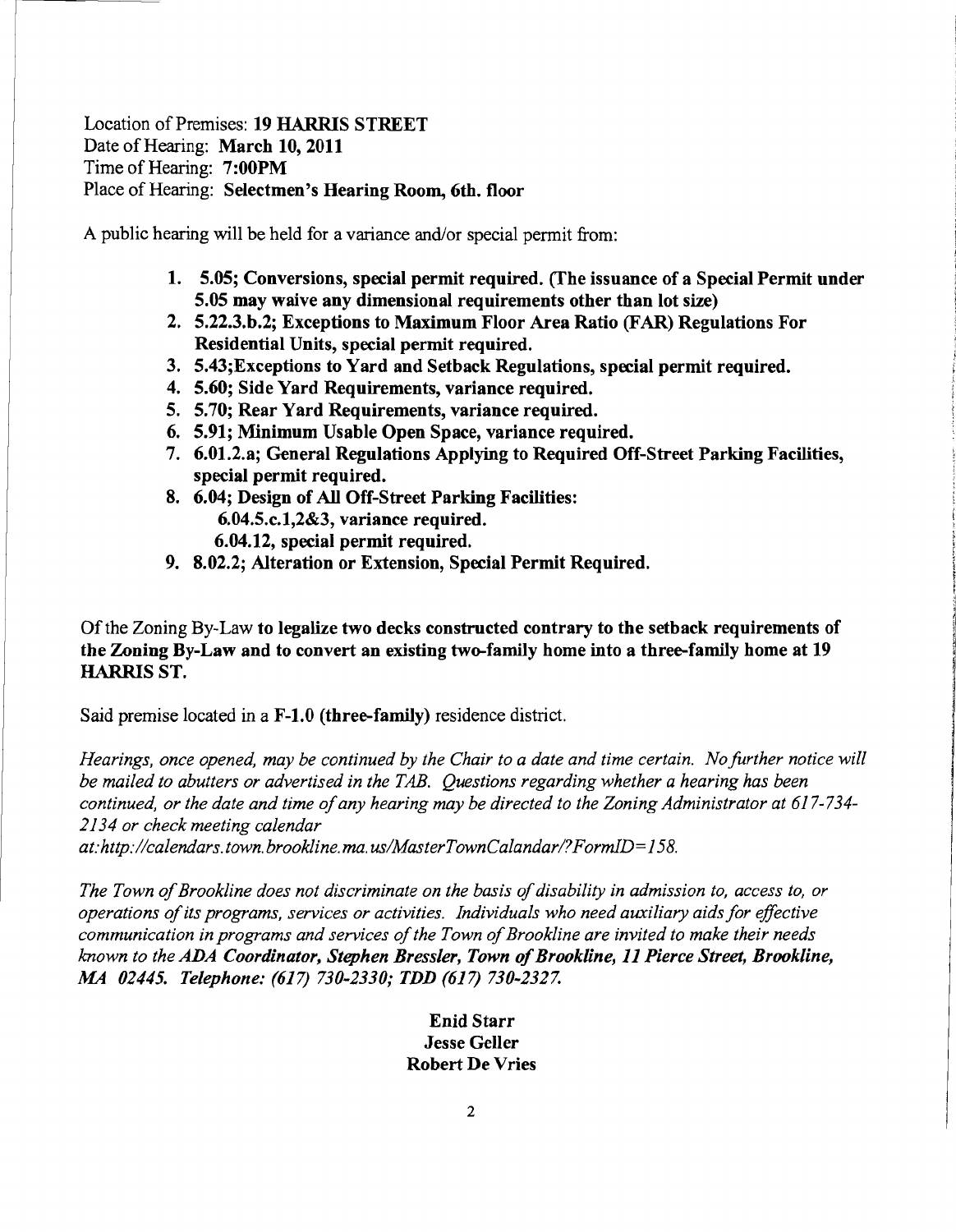Location of Premises: **19 HARRIS STREET**
Date of Hearing: **March 10, 2011**
Time of Hearing: **7:00PM**
Place of Hearing: **Selectmen's Hearing Room, 6th. floor**

A public hearing will be held for a variance and/or special permit from:

1. **5.05; Conversions, special permit required. (The issuance of a Special Permit under 5.05 may waive any dimensional requirements other than lot size)**
2. **5.22.3.b.2; Exceptions to Maximum Floor Area Ratio (FAR) Regulations For Residential Units, special permit required.**
3. **5.43;Exceptions to Yard and Setback Regulations, special permit required.**
4. **5.60; Side Yard Requirements, variance required.**
5. **5.70; Rear Yard Requirements, variance required.**
6. **5.91; Minimum Usable Open Space, variance required.**
7. **6.01.2.a; General Regulations Applying to Required Off-Street Parking Facilities, special permit required.**
8. **6.04; Design of All Off-Street Parking Facilities:**
   **6.04.5.c.1,2&3, variance required.**
   **6.04.12, special permit required.**
9. **8.02.2; Alteration or Extension, Special Permit Required.**

Of the Zoning By-Law **to legalize two decks constructed contrary to the setback requirements of the Zoning By-Law and to convert an existing two-family home into a three-family home at 19 HARRIS ST.**

Said premise located in a **F-1.0 (three-family)** residence district.

*Hearings, once opened, may be continued by the Chair to a date and time certain. No further notice will be mailed to abutters or advertised in the TAB. Questions regarding whether a hearing has been continued, or the date and time of any hearing may be directed to the Zoning Administrator at 617-734-2134 or check meeting calendar at:http://calendars.town.brookline.ma.us/MasterTownCalandar/?FormID=158.*

*The Town of Brookline does not discriminate on the basis of disability in admission to, access to, or operations of its programs, services or activities. Individuals who need auxiliary aids for effective communication in programs and services of the Town of Brookline are invited to make their needs known to the* ***ADA Coordinator, Stephen Bressler, Town of Brookline, 11 Pierce Street, Brookline, MA 02445. Telephone: (617) 730-2330; TDD (617) 730-2327.***

**Enid Starr**
**Jesse Geller**
**Robert De Vries**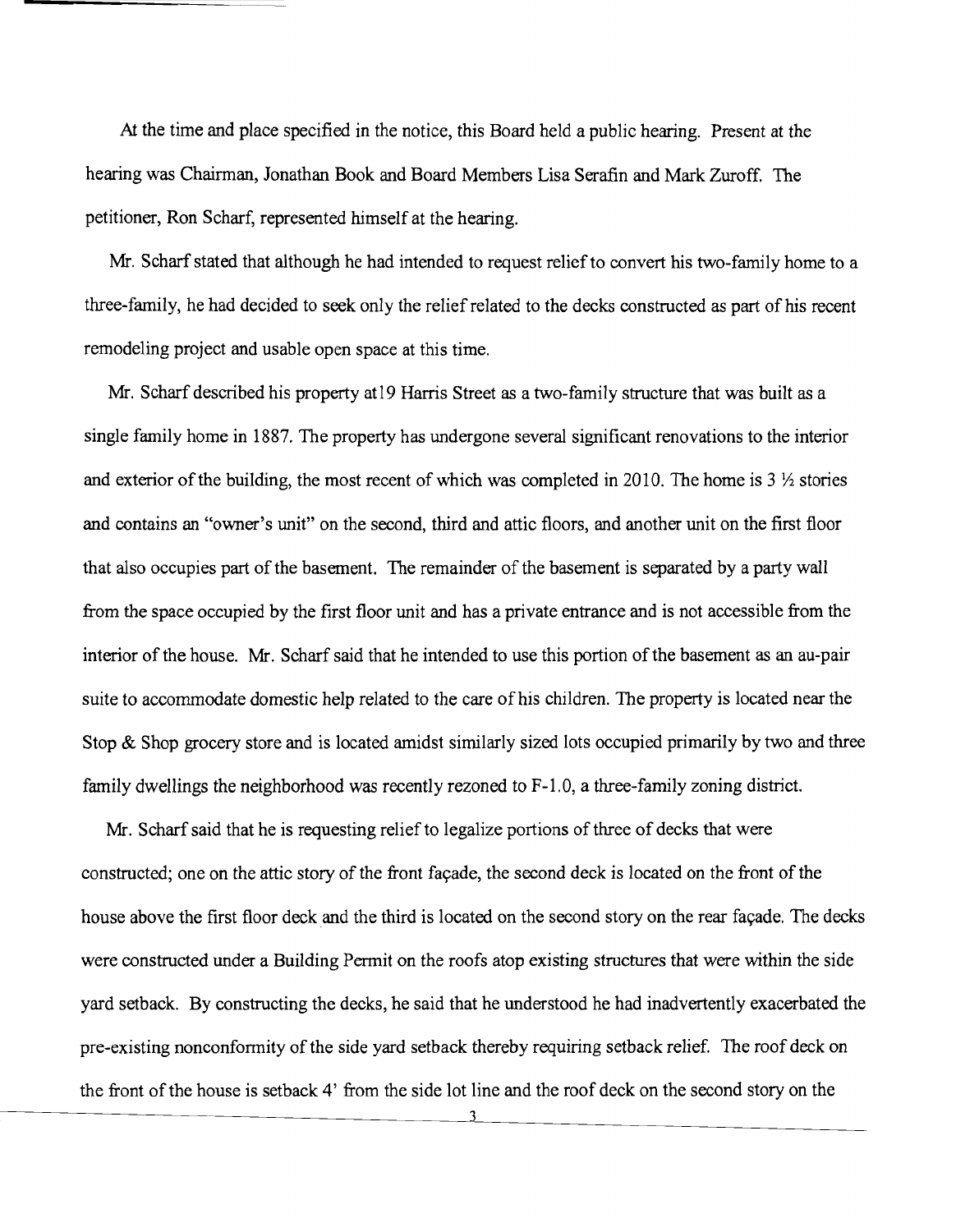At the time and place specified in the notice, this Board held a public hearing. Present at the hearing was Chairman, Jonathan Book and Board Members Lisa Serafin and Mark Zuroff. The petitioner, Ron Scharf, represented himself at the hearing.

Mr. Scharf stated that although he had intended to request relief to convert his two-family home to a three-family, he had decided to seek only the relief related to the decks constructed as part of his recent remodeling project and usable open space at this time.

Mr. Scharf described his property at19 Harris Street as a two-family structure that was built as a single family home in 1887. The property has undergone several significant renovations to the interior and exterior of the building, the most recent of which was completed in 2010. The home is 3 ½ stories and contains an "owner's unit" on the second, third and attic floors, and another unit on the first floor that also occupies part of the basement. The remainder of the basement is separated by a party wall from the space occupied by the first floor unit and has a private entrance and is not accessible from the interior of the house. Mr. Scharf said that he intended to use this portion of the basement as an au-pair suite to accommodate domestic help related to the care of his children. The property is located near the Stop & Shop grocery store and is located amidst similarly sized lots occupied primarily by two and three family dwellings the neighborhood was recently rezoned to F-1.0, a three-family zoning district.

Mr. Scharf said that he is requesting relief to legalize portions of three of decks that were constructed; one on the attic story of the front façade, the second deck is located on the front of the house above the first floor deck and the third is located on the second story on the rear façade. The decks were constructed under a Building Permit on the roofs atop existing structures that were within the side yard setback. By constructing the decks, he said that he understood he had inadvertently exacerbated the pre-existing nonconformity of the side yard setback thereby requiring setback relief. The roof deck on the front of the house is setback 4' from the side lot line and the roof deck on the second story on the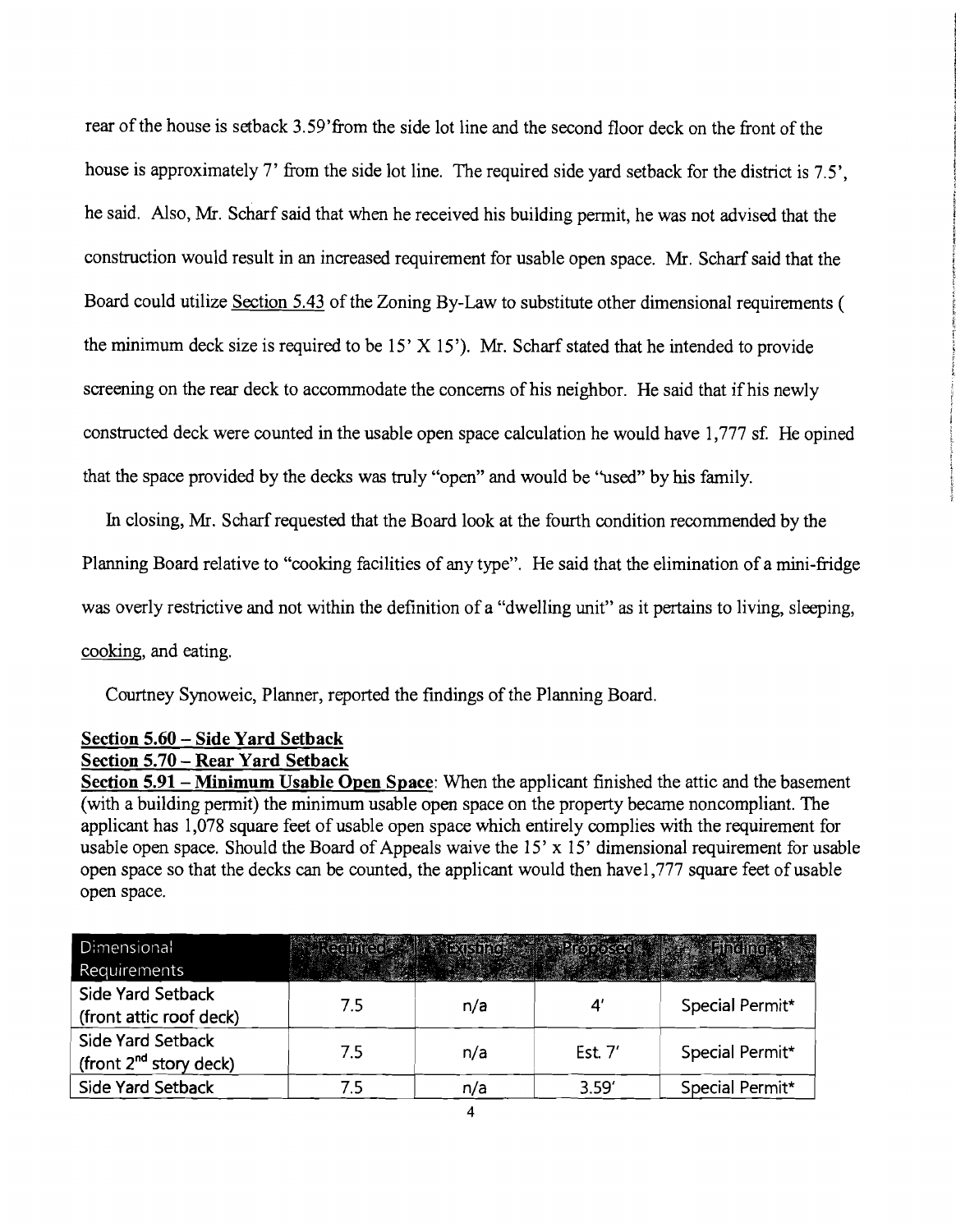rear of the house is setback 3.59'from the side lot line and the second floor deck on the front of the house is approximately 7' from the side lot line. The required side yard setback for the district is 7.5', he said. Also, Mr. Scharf said that when he received his building permit, he was not advised that the construction would result in an increased requirement for usable open space. Mr. Scharf said that the Board could utilize <u>Section 5.43</u> of the Zoning By-Law to substitute other dimensional requirements ( the minimum deck size is required to be 15' X 15'). Mr. Scharf stated that he intended to provide screening on the rear deck to accommodate the concerns of his neighbor. He said that if his newly constructed deck were counted in the usable open space calculation he would have 1,777 sf. He opined that the space provided by the decks was truly "open" and would be "used" by his family.

In closing, Mr. Scharf requested that the Board look at the fourth condition recommended by the Planning Board relative to "cooking facilities of any type". He said that the elimination of a mini-fridge was overly restrictive and not within the definition of a "dwelling unit" as it pertains to living, sleeping, <u>cooking</u>, and eating.

Courtney Synoweic, Planner, reported the findings of the Planning Board.

**<u>Section 5.60 – Side Yard Setback</u>**
**<u>Section 5.70 – Rear Yard Setback</u>**
**<u>Section 5.91 – Minimum Usable Open Space</u>**: When the applicant finished the attic and the basement (with a building permit) the minimum usable open space on the property became noncompliant. The applicant has 1,078 square feet of usable open space which entirely complies with the requirement for usable open space. Should the Board of Appeals waive the 15' x 15' dimensional requirement for usable open space so that the decks can be counted, the applicant would then have1,777 square feet of usable open space.

| Dimensional Requirements | Required | Existing | Proposed | Finding |
|---|---|---|---|---|
| Side Yard Setback (front attic roof deck) | 7.5 | n/a | 4' | Special Permit* |
| Side Yard Setback (front 2nd story deck) | 7.5 | n/a | Est. 7' | Special Permit* |
| Side Yard Setback | 7.5 | n/a | 3.59' | Special Permit* |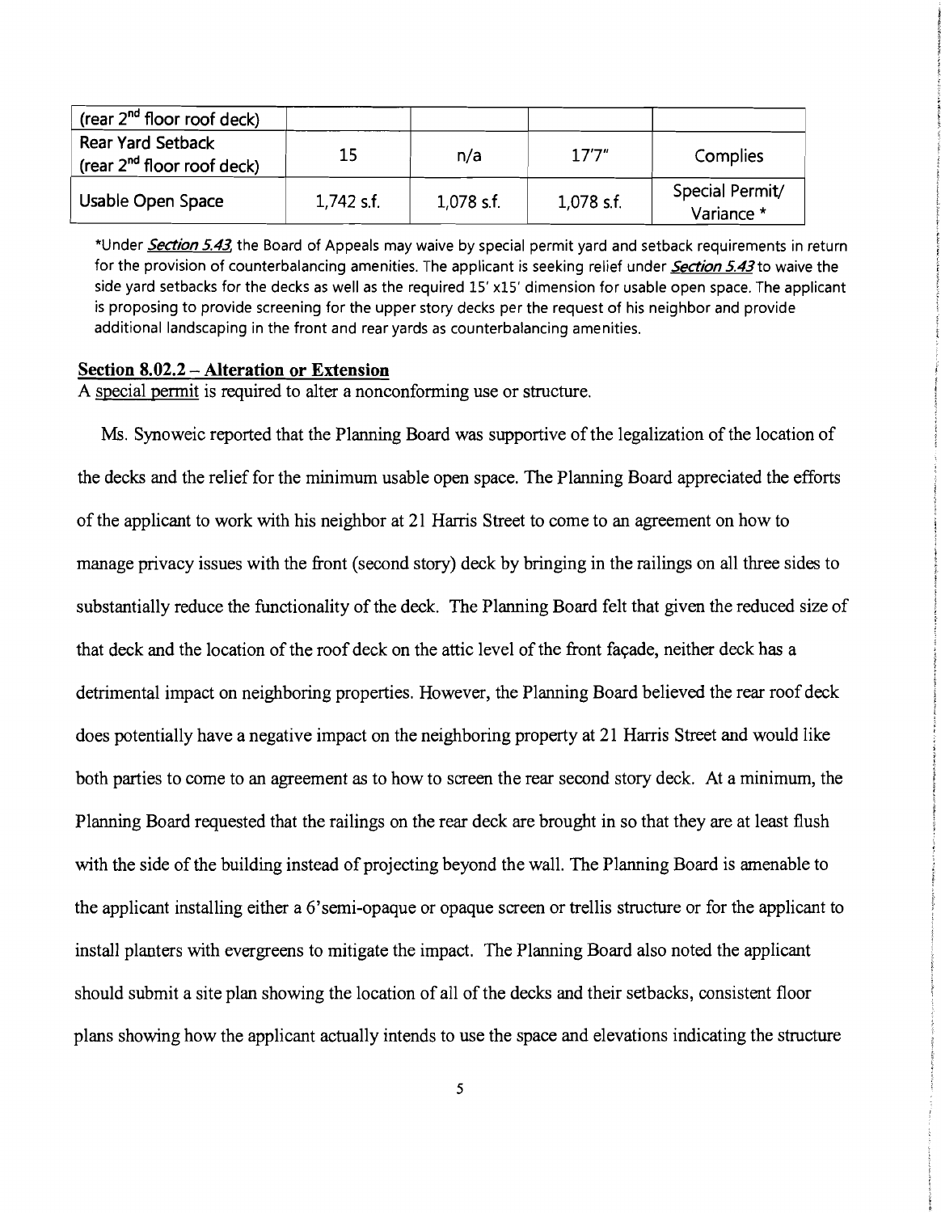| (rear 2nd floor roof deck) | | | | |
|---|---|---|---|---|
| Rear Yard Setback (rear 2nd floor roof deck) | 15 | n/a | 17'7" | Complies |
| Usable Open Space | 1,742 s.f. | 1,078 s.f. | 1,078 s.f. | Special Permit/ Variance * |

*Under *Section 5.43*, the Board of Appeals may waive by special permit yard and setback requirements in return for the provision of counterbalancing amenities. The applicant is seeking relief under *Section 5.43* to waive the side yard setbacks for the decks as well as the required 15' x15' dimension for usable open space. The applicant is proposing to provide screening for the upper story decks per the request of his neighbor and provide additional landscaping in the front and rear yards as counterbalancing amenities.

**Section 8.02.2 – Alteration or Extension**

A special permit is required to alter a nonconforming use or structure.

Ms. Synoweic reported that the Planning Board was supportive of the legalization of the location of the decks and the relief for the minimum usable open space. The Planning Board appreciated the efforts of the applicant to work with his neighbor at 21 Harris Street to come to an agreement on how to manage privacy issues with the front (second story) deck by bringing in the railings on all three sides to substantially reduce the functionality of the deck. The Planning Board felt that given the reduced size of that deck and the location of the roof deck on the attic level of the front façade, neither deck has a detrimental impact on neighboring properties. However, the Planning Board believed the rear roof deck does potentially have a negative impact on the neighboring property at 21 Harris Street and would like both parties to come to an agreement as to how to screen the rear second story deck. At a minimum, the Planning Board requested that the railings on the rear deck are brought in so that they are at least flush with the side of the building instead of projecting beyond the wall. The Planning Board is amenable to the applicant installing either a 6'semi-opaque or opaque screen or trellis structure or for the applicant to install planters with evergreens to mitigate the impact. The Planning Board also noted the applicant should submit a site plan showing the location of all of the decks and their setbacks, consistent floor plans showing how the applicant actually intends to use the space and elevations indicating the structure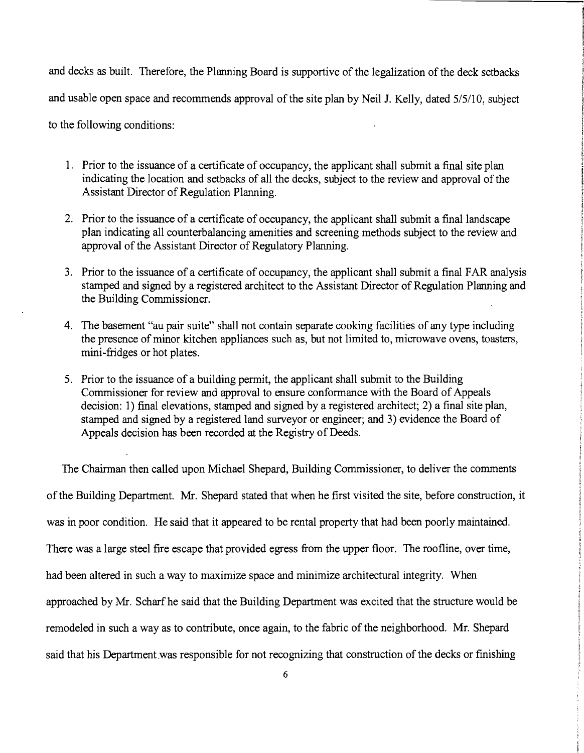and decks as built. Therefore, the Planning Board is supportive of the legalization of the deck setbacks and usable open space and recommends approval of the site plan by Neil J. Kelly, dated 5/5/10, subject to the following conditions:

1. Prior to the issuance of a certificate of occupancy, the applicant shall submit a final site plan indicating the location and setbacks of all the decks, subject to the review and approval of the Assistant Director of Regulation Planning.

2. Prior to the issuance of a certificate of occupancy, the applicant shall submit a final landscape plan indicating all counterbalancing amenities and screening methods subject to the review and approval of the Assistant Director of Regulatory Planning.

3. Prior to the issuance of a certificate of occupancy, the applicant shall submit a final FAR analysis stamped and signed by a registered architect to the Assistant Director of Regulation Planning and the Building Commissioner.

4. The basement "au pair suite" shall not contain separate cooking facilities of any type including the presence of minor kitchen appliances such as, but not limited to, microwave ovens, toasters, mini-fridges or hot plates.

5. Prior to the issuance of a building permit, the applicant shall submit to the Building Commissioner for review and approval to ensure conformance with the Board of Appeals decision: 1) final elevations, stamped and signed by a registered architect; 2) a final site plan, stamped and signed by a registered land surveyor or engineer; and 3) evidence the Board of Appeals decision has been recorded at the Registry of Deeds.

The Chairman then called upon Michael Shepard, Building Commissioner, to deliver the comments of the Building Department. Mr. Shepard stated that when he first visited the site, before construction, it was in poor condition. He said that it appeared to be rental property that had been poorly maintained. There was a large steel fire escape that provided egress from the upper floor. The roofline, over time, had been altered in such a way to maximize space and minimize architectural integrity. When approached by Mr. Scharf he said that the Building Department was excited that the structure would be remodeled in such a way as to contribute, once again, to the fabric of the neighborhood. Mr. Shepard said that his Department was responsible for not recognizing that construction of the decks or finishing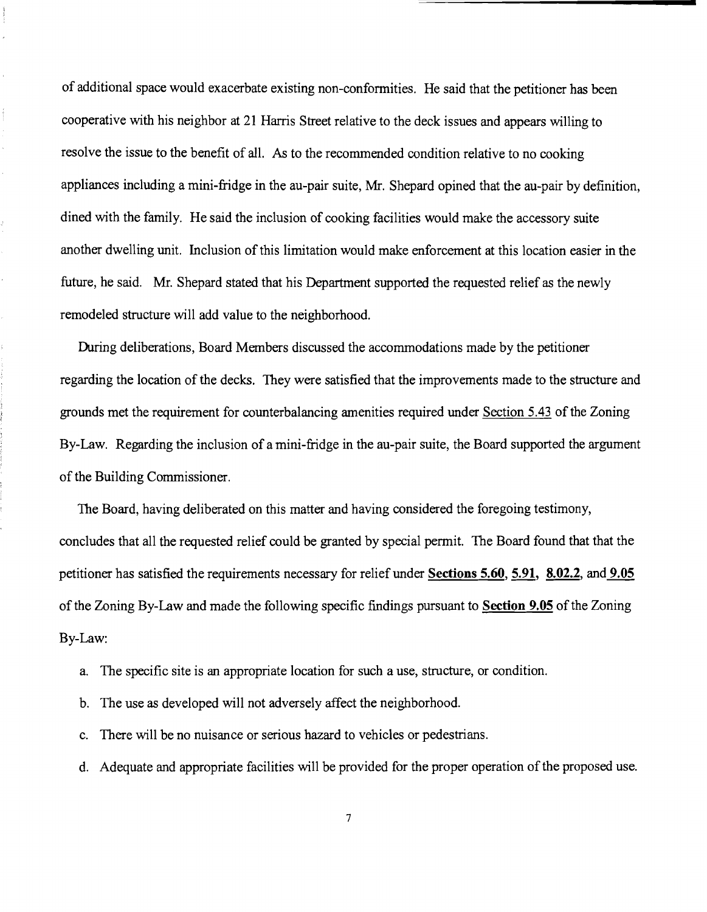of additional space would exacerbate existing non-conformities. He said that the petitioner has been cooperative with his neighbor at 21 Harris Street relative to the deck issues and appears willing to resolve the issue to the benefit of all. As to the recommended condition relative to no cooking appliances including a mini-fridge in the au-pair suite, Mr. Shepard opined that the au-pair by definition, dined with the family. He said the inclusion of cooking facilities would make the accessory suite another dwelling unit. Inclusion of this limitation would make enforcement at this location easier in the future, he said. Mr. Shepard stated that his Department supported the requested relief as the newly remodeled structure will add value to the neighborhood.

During deliberations, Board Members discussed the accommodations made by the petitioner regarding the location of the decks. They were satisfied that the improvements made to the structure and grounds met the requirement for counterbalancing amenities required under Section 5.43 of the Zoning By-Law. Regarding the inclusion of a mini-fridge in the au-pair suite, the Board supported the argument of the Building Commissioner.

The Board, having deliberated on this matter and having considered the foregoing testimony, concludes that all the requested relief could be granted by special permit. The Board found that that the petitioner has satisfied the requirements necessary for relief under **Sections 5.60**, **5.91**, **8.02.2**, and **9.05** of the Zoning By-Law and made the following specific findings pursuant to **Section 9.05** of the Zoning By-Law:

a. The specific site is an appropriate location for such a use, structure, or condition.

b. The use as developed will not adversely affect the neighborhood.

c. There will be no nuisance or serious hazard to vehicles or pedestrians.

d. Adequate and appropriate facilities will be provided for the proper operation of the proposed use.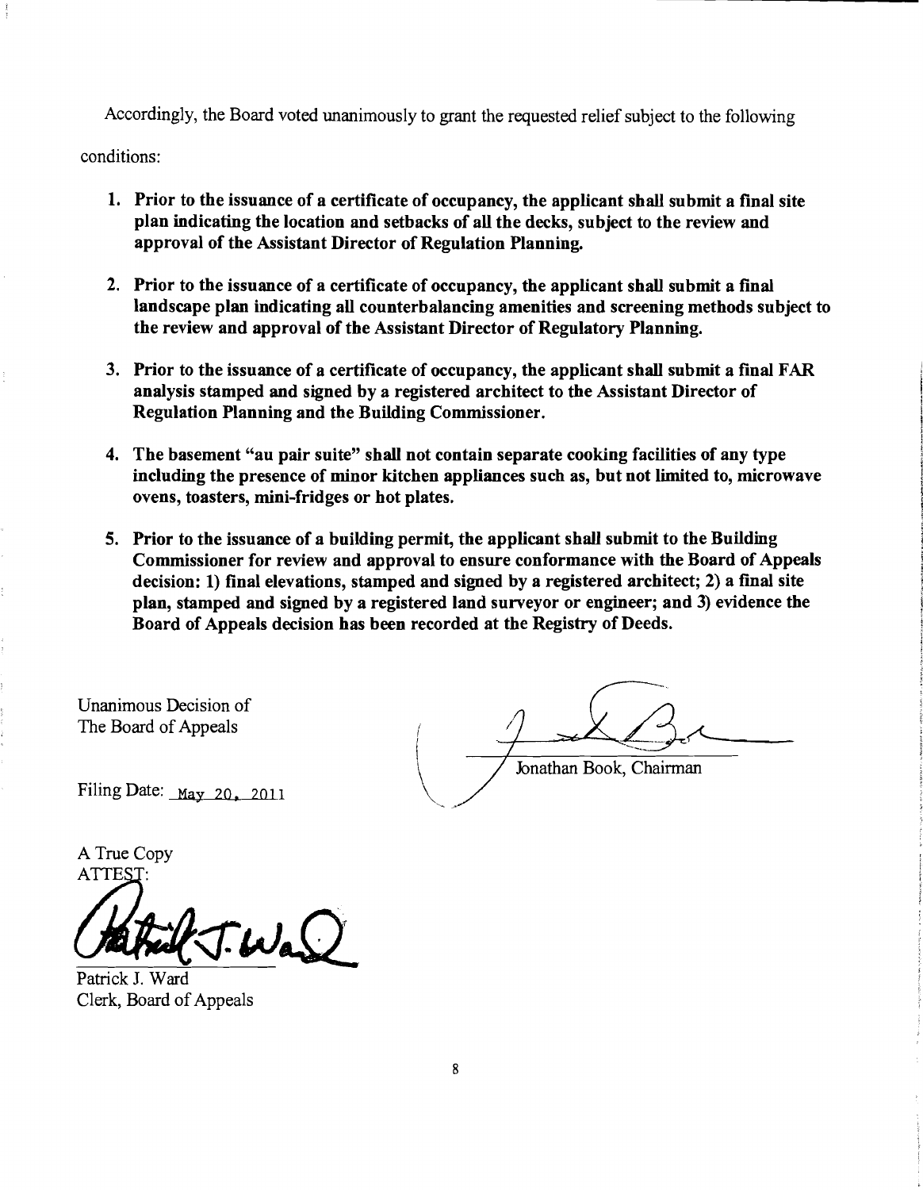Accordingly, the Board voted unanimously to grant the requested relief subject to the following conditions:

1. **Prior to the issuance of a certificate of occupancy, the applicant shall submit a final site plan indicating the location and setbacks of all the decks, subject to the review and approval of the Assistant Director of Regulation Planning.**

2. **Prior to the issuance of a certificate of occupancy, the applicant shall submit a final landscape plan indicating all counterbalancing amenities and screening methods subject to the review and approval of the Assistant Director of Regulatory Planning.**

3. **Prior to the issuance of a certificate of occupancy, the applicant shall submit a final FAR analysis stamped and signed by a registered architect to the Assistant Director of Regulation Planning and the Building Commissioner.**

4. **The basement "au pair suite" shall not contain separate cooking facilities of any type including the presence of minor kitchen appliances such as, but not limited to, microwave ovens, toasters, mini-fridges or hot plates.**

5. **Prior to the issuance of a building permit, the applicant shall submit to the Building Commissioner for review and approval to ensure conformance with the Board of Appeals decision: 1) final elevations, stamped and signed by a registered architect; 2) a final site plan, stamped and signed by a registered land surveyor or engineer; and 3) evidence the Board of Appeals decision has been recorded at the Registry of Deeds.**

Unanimous Decision of
The Board of Appeals

Filing Date: May 20, 2011

Jonathan Book, Chairman

A True Copy
ATTEST:

Patrick J. Ward
Clerk, Board of Appeals